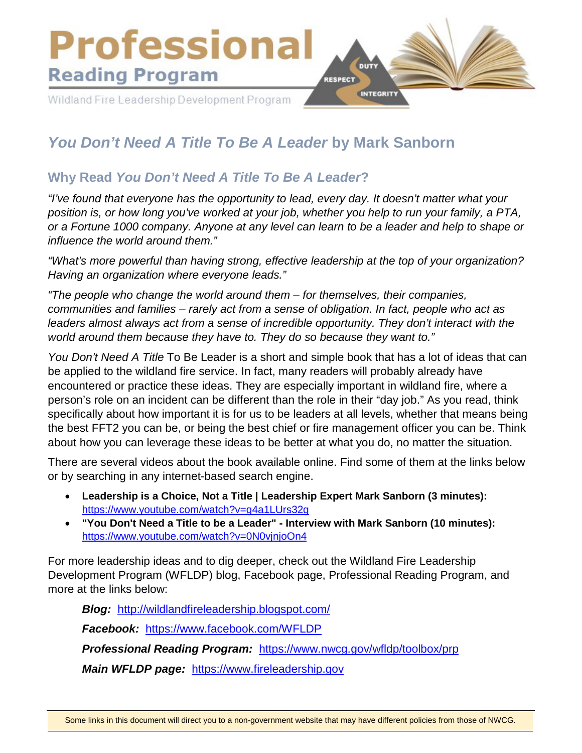# Professional Reading Program

Wildland Fire Leadership Development Program

## *You Don't Need A Title To Be A Leader* by Mark Sanborn

### Why Read *You Don't Need A Title To Be A Leader*?

*"I've found that everyone has the opportunity to lead, every day. It doesn't matter what your position is, or how long you've worked at your job, whether you help to run your family, a PTA, or a Fortune 1000 company. Anyone at any level can learn to be a leader and help to shape or influence the world around them."*

*"What's more powerful than having strong, effective leadership at the top of your organization? Having an organization where everyone leads."*

*"The people who change the world around them – for themselves, their companies, communities and families – rarely act from a sense of obligation. In fact, people who act as leaders almost always act from a sense of incredible opportunity. They don't interact with the world around them because they have to. They do so because they want to."*

*You Don't Need A Title* To Be Leader is a short and simple book that has a lot of ideas that can be applied to the wildland fire service. In fact, many readers will probably already have encountered or practice these ideas. They are especially important in wildland fire, where a person's role on an incident can be different than the role in their "day job." As you read, think specifically about how important it is for us to be leaders at all levels, whether that means being the best FFT2 you can be, or being the best chief or fire management officer you can be. Think about how you can leverage these ideas to be better at what you do, no matter the situation.

There are several videos about the book available online. Find some of them at the links below or by searching in any internet-based search engine.

- **Leadership is a Choice, Not a Title | Leadership Expert Mark Sanborn (3 minutes):** https://www.youtube.com/watch?v=g4a1LUrs32g
- **"You Don't Need a Title to be a Leader" - Interview with Mark Sanborn (10 minutes):** https://www.youtube.com/watch?v=0N0vjnjoOn4

For more leadership ideas and to dig deeper, check out the Wildland Fire Leadership Development Program (WFLDP) blog, Facebook page, Professional Reading Program, and more at the links below:

***Blog:*** http://wildlandfireleadership.blogspot.com/

***Facebook:*** https://www.facebook.com/WFLDP

***Professional Reading Program:*** https://www.nwcg.gov/wfldp/toolbox/prp

***Main WFLDP page:*** https://www.fireleadership.gov

Some links in this document will direct you to a non-government website that may have different policies from those of NWCG.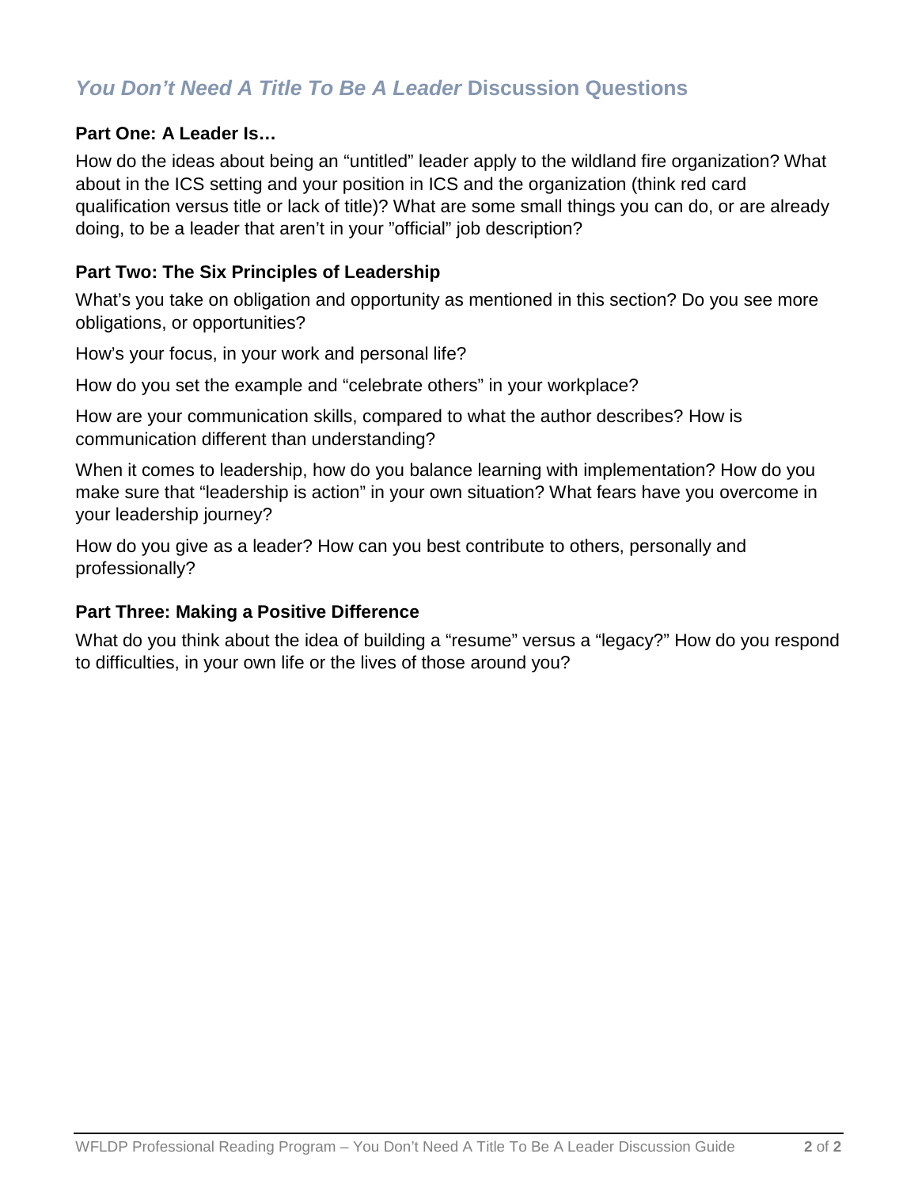## *You Don't Need A Title To Be A Leader* Discussion Questions

### Part One: A Leader Is…

How do the ideas about being an "untitled" leader apply to the wildland fire organization? What about in the ICS setting and your position in ICS and the organization (think red card qualification versus title or lack of title)? What are some small things you can do, or are already doing, to be a leader that aren't in your "official" job description?

### Part Two: The Six Principles of Leadership

What's you take on obligation and opportunity as mentioned in this section? Do you see more obligations, or opportunities?

How's your focus, in your work and personal life?

How do you set the example and "celebrate others" in your workplace?

How are your communication skills, compared to what the author describes? How is communication different than understanding?

When it comes to leadership, how do you balance learning with implementation? How do you make sure that "leadership is action" in your own situation? What fears have you overcome in your leadership journey?

How do you give as a leader? How can you best contribute to others, personally and professionally?

### Part Three: Making a Positive Difference

What do you think about the idea of building a "resume" versus a "legacy?" How do you respond to difficulties, in your own life or the lives of those around you?